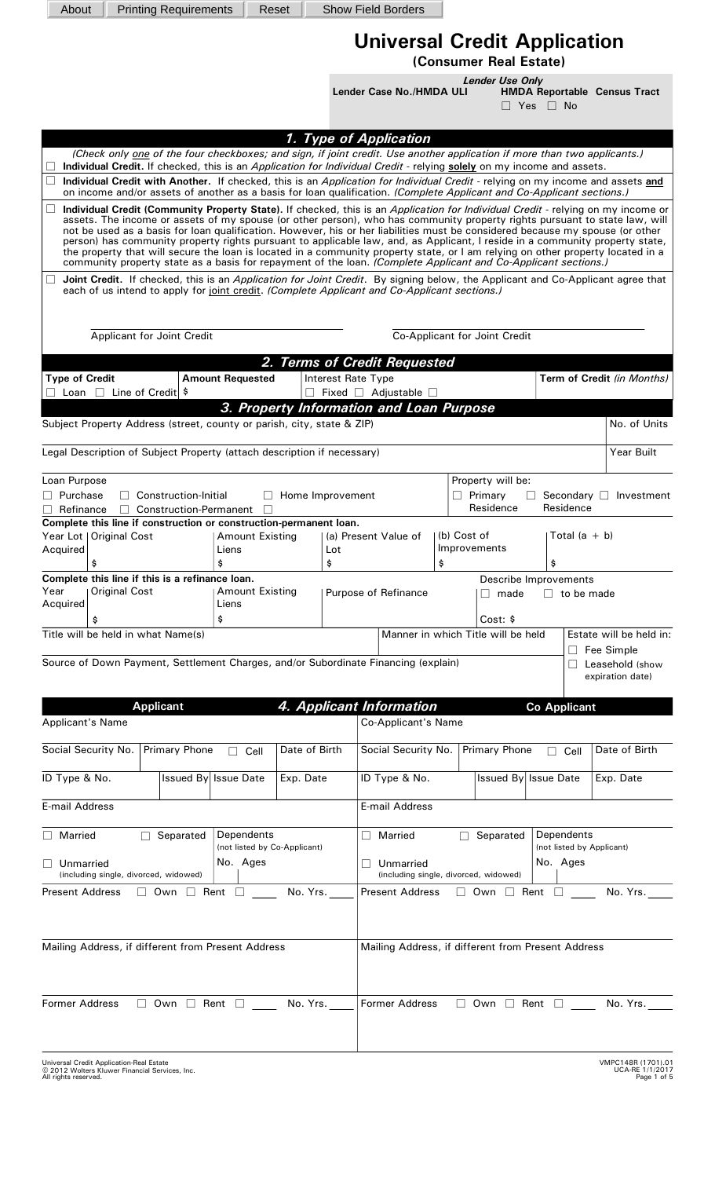About | Printing Requirements | Reset | Show Field Borders

# Universal Credit Application

**(Consumer Real Estate)**

*Lender Use Only*

| Lender Case No./HMDA ULI | HMDA Reportable | Census Tract |
|---|---|---|
| | ☐ Yes ☐ No | |

## 1. Type of Application

*(Check only one of the four checkboxes; and sign, if joint credit. Use another application if more than two applicants.)*

☐ **Individual Credit.** If checked, this is an *Application for Individual Credit* - relying **solely** on my income and assets.

☐ **Individual Credit with Another.** If checked, this is an *Application for Individual Credit* - relying on my income and assets **and** on income and/or assets of another as a basis for loan qualification. *(Complete Applicant and Co-Applicant sections.)*

☐ **Individual Credit (Community Property State).** If checked, this is an *Application for Individual Credit* - relying on my income or assets. The income or assets of my spouse (or other person), who has community property rights pursuant to state law, will not be used as a basis for loan qualification. However, his or her liabilities must be considered because my spouse (or other person) has community property rights pursuant to applicable law, and, as Applicant, I reside in a community property state, the property that will secure the loan is located in a community property state, or I am relying on other property located in a community property state as a basis for repayment of the loan. *(Complete Applicant and Co-Applicant sections.)*

☐ **Joint Credit.** If checked, this is an *Application for Joint Credit*. By signing below, the Applicant and Co-Applicant agree that each of us intend to apply for joint credit. *(Complete Applicant and Co-Applicant sections.)*

Applicant for Joint Credit ____________________ Co-Applicant for Joint Credit ____________________

## 2. Terms of Credit Requested

| Type of Credit | Amount Requested | Interest Rate Type | Term of Credit *(in Months)* |
|---|---|---|---|
| ☐ Loan ☐ Line of Credit | $ | ☐ Fixed ☐ Adjustable ☐ | |

## 3. Property Information and Loan Purpose

| Subject Property Address (street, county or parish, city, state & ZIP) | No. of Units |
|---|---|
| | |

| Legal Description of Subject Property (attach description if necessary) | Year Built |
|---|---|
| | |

**Loan Purpose**

☐ Purchase ☐ Construction-Initial ☐ Home Improvement
☐ Refinance ☐ Construction-Permanent ☐

**Property will be:** ☐ Primary Residence ☐ Secondary Residence ☐ Investment

**Complete this line if construction or construction-permanent loan.**

| Year Lot Acquired | Original Cost | Amount Existing Liens | (a) Present Value of Lot | (b) Cost of Improvements | Total (a + b) |
|---|---|---|---|---|---|
| | $ | $ | $ | $ | $ |

**Complete this line if this is a refinance loan.**

| Year Acquired | Original Cost | Amount Existing Liens | Purpose of Refinance | Describe Improvements ☐ made ☐ to be made |
|---|---|---|---|---|
| | $ | $ | | Cost: $ |

| Title will be held in what Name(s) | Manner in which Title will be held | Estate will be held in: |
|---|---|---|
| | | ☐ Fee Simple |

Source of Down Payment, Settlement Charges, and/or Subordinate Financing (explain)

☐ Leasehold (show expiration date)

## 4. Applicant Information

| Applicant | | | | Co Applicant | | | |
|---|---|---|---|---|---|---|---|
| Applicant's Name | | | | Co-Applicant's Name | | | |
| Social Security No. | Primary Phone ☐ Cell | | Date of Birth | Social Security No. | Primary Phone ☐ Cell | | Date of Birth |
| ID Type & No. | Issued By | Issue Date | Exp. Date | ID Type & No. | Issued By | Issue Date | Exp. Date |
| E-mail Address | | | | E-mail Address | | | |
| ☐ Married ☐ Separated ☐ Unmarried (including single, divorced, widowed) | | Dependents (not listed by Co-Applicant) No. Ages | | ☐ Married ☐ Separated ☐ Unmarried (including single, divorced, widowed) | | Dependents (not listed by Applicant) No. Ages | |
| Present Address ☐ Own ☐ Rent ☐ ____ No. Yrs. ____ | | | | Present Address ☐ Own ☐ Rent ☐ ____ No. Yrs. ____ | | | |
| Mailing Address, if different from Present Address | | | | Mailing Address, if different from Present Address | | | |
| Former Address ☐ Own ☐ Rent ☐ ____ No. Yrs. ____ | | | | Former Address ☐ Own ☐ Rent ☐ ____ No. Yrs. ____ | | | |

Universal Credit Application-Real Estate
© 2012 Wolters Kluwer Financial Services, Inc.
All rights reserved.

VMPC148R (1701).01
UCA-RE 1/1/2017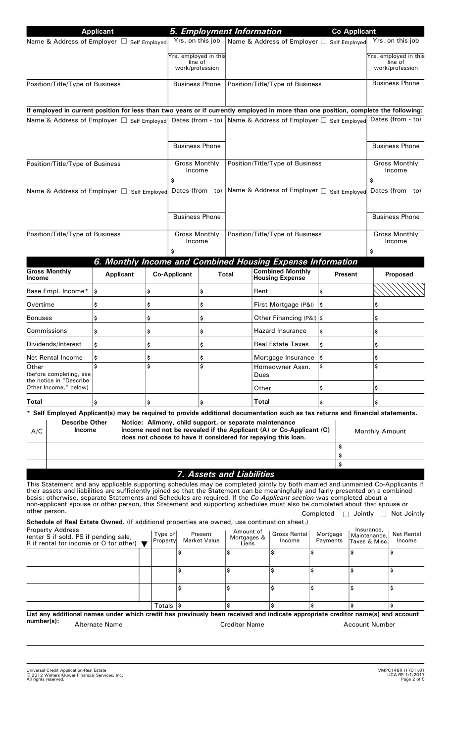## 5. Employment Information

| Applicant | | Co Applicant | |
|---|---|---|---|
| Name & Address of Employer ☐ Self Employed | Yrs. on this job<br><br>Yrs. employed in this line of work/profession | Name & Address of Employer ☐ Self Employed | Yrs. on this job<br><br>Yrs. employed in this line of work/profession |
| Position/Title/Type of Business | Business Phone | Position/Title/Type of Business | Business Phone |

**If employed in current position for less than two years or if currently employed in more than one position, complete the following:**

| Applicant | | Co Applicant | |
|---|---|---|---|
| Name & Address of Employer ☐ Self Employed | Dates (from - to)<br><br>Business Phone | Name & Address of Employer ☐ Self Employed | Dates (from - to)<br><br>Business Phone |
| Position/Title/Type of Business | Gross Monthly Income<br>$ | Position/Title/Type of Business | Gross Monthly Income<br>$ |
| Name & Address of Employer ☐ Self Employed | Dates (from - to)<br><br>Business Phone | Name & Address of Employer ☐ Self Employed | Dates (from - to)<br><br>Business Phone |
| Position/Title/Type of Business | Gross Monthly Income<br>$ | Position/Title/Type of Business | Gross Monthly Income<br>$ |

## 6. Monthly Income and Combined Housing Expense Information

| Gross Monthly Income | Applicant | Co-Applicant | Total | Combined Monthly Housing Expense | Present | Proposed |
|---|---|---|---|---|---|---|
| Base Empl. Income* | $ | $ | $ | Rent | $ | |
| Overtime | $ | $ | $ | First Mortgage (P&I) | $ | $ |
| Bonuses | $ | $ | $ | Other Financing (P&I) | $ | $ |
| Commissions | $ | $ | $ | Hazard Insurance | $ | $ |
| Dividends/Interest | $ | $ | $ | Real Estate Taxes | $ | $ |
| Net Rental Income | $ | $ | $ | Mortgage Insurance | $ | $ |
| Other (before completing, see the notice in "Describe Other Income," below) | $ | $ | $ | Homeowner Assn. Dues | $ | $ |
| | | | | Other | $ | $ |
| **Total** | $ | $ | $ | **Total** | $ | $ |

**\* Self Employed Applicant(s) may be required to provide additional documentation such as tax returns and financial statements.**

| A/C | **Describe Other Income** — **Notice: Alimony, child support, or separate maintenance income need not be revealed if the Applicant (A) or Co-Applicant (C) does not choose to have it considered for repaying this loan.** | Monthly Amount |
|---|---|---|
| | | $ |
| | | $ |
| | | $ |

## 7. Assets and Liabilities

This Statement and any applicable supporting schedules may be completed jointly by both married and unmarried Co-Applicants if their assets and liabilities are sufficiently joined so that the Statement can be meaningfully and fairly presented on a combined basis; otherwise, separate Statements and Schedules are required. If the *Co-Applicant section* was completed about a non-applicant spouse or other person, this Statement and supporting schedules must also be completed about that spouse or other person.

Completed ☐ Jointly ☐ Not Jointly

**Schedule of Real Estate Owned.** (If additional properties are owned, use continuation sheet.)

| Property Address (enter S if sold, PS if pending sale, R if rental for income or O for other) ▼ | | Type of Property | Present Market Value | Amount of Mortgages & Liens | Gross Rental Income | Mortgage Payments | Insurance, Maintenance, Taxes & Misc. | Net Rental Income |
|---|---|---|---|---|---|---|---|---|
| | | | $ | $ | $ | $ | $ | $ |
| | | | $ | $ | $ | $ | $ | $ |
| | | | $ | $ | $ | $ | $ | $ |
| | | Totals | $ | $ | $ | $ | $ | $ |

**List any additional names under which credit has previously been received and indicate appropriate creditor name(s) and account number(s):**

| Alternate Name | Creditor Name | Account Number |
|---|---|---|
| | | |

Universal Credit Application-Real Estate
© 2012 Wolters Kluwer Financial Services, Inc.
All rights reserved.

VMPC148R (1701).01
UCA-RE 1/1/2017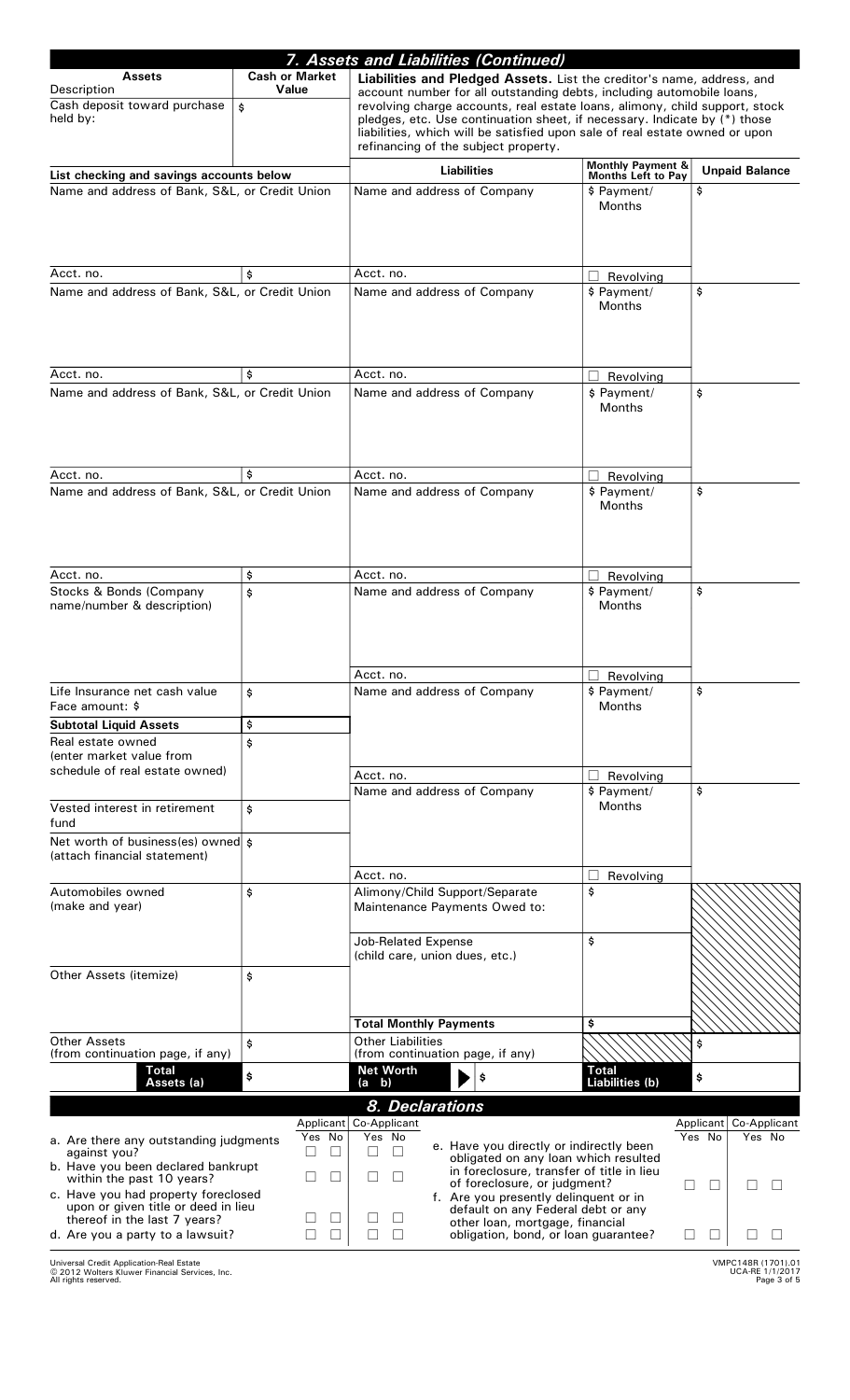## 7. Assets and Liabilities (Continued)

| Assets Description | Cash or Market Value | Liabilities | Monthly Payment & Months Left to Pay | Unpaid Balance |
|---|---|---|---|---|
| Cash deposit toward purchase held by: | $ | **Liabilities and Pledged Assets.** List the creditor's name, address, and account number for all outstanding debts, including automobile loans, revolving charge accounts, real estate loans, alimony, child support, stock pledges, etc. Use continuation sheet, if necessary. Indicate by (*) those liabilities, which will be satisfied upon sale of real estate owned or upon refinancing of the subject property. | | |
| **List checking and savings accounts below** | | | | |
| Name and address of Bank, S&L, or Credit Union | | Name and address of Company | $ Payment/ Months | $ |
| Acct. no. | $ | Acct. no. | ☐ Revolving | |
| Name and address of Bank, S&L, or Credit Union | | Name and address of Company | $ Payment/ Months | $ |
| Acct. no. | $ | Acct. no. | ☐ Revolving | |
| Name and address of Bank, S&L, or Credit Union | | Name and address of Company | $ Payment/ Months | $ |
| Acct. no. | $ | Acct. no. | ☐ Revolving | |
| Name and address of Bank, S&L, or Credit Union | | Name and address of Company | $ Payment/ Months | $ |
| Acct. no. | $ | Acct. no. | ☐ Revolving | |
| Stocks & Bonds (Company name/number & description) | $ | Name and address of Company | $ Payment/ Months | $ |
| | | Acct. no. | ☐ Revolving | |
| Life Insurance net cash value Face amount: $ | $ | Name and address of Company | $ Payment/ Months | $ |
| **Subtotal Liquid Assets** | $ | | | |
| Real estate owned (enter market value from schedule of real estate owned) | $ | Acct. no. | ☐ Revolving | |
| Vested interest in retirement fund | $ | Name and address of Company | $ Payment/ Months | $ |
| Net worth of business(es) owned (attach financial statement) | $ | | | |
| | | Acct. no. | ☐ Revolving | |
| Automobiles owned (make and year) | $ | Alimony/Child Support/Separate Maintenance Payments Owed to: | $ | |
| | | Job-Related Expense (child care, union dues, etc.) | $ | |
| Other Assets (itemize) | $ | | | |
| | | **Total Monthly Payments** | $ | |
| Other Assets (from continuation page, if any) | $ | Other Liabilities (from continuation page, if any) | | $ |
| **Total Assets (a)** | $ | **Net Worth (a b)** ▶ $ | **Total Liabilities (b)** | $ |

## 8. Declarations

| | Applicant Yes | Applicant No | Co-Applicant Yes | Co-Applicant No |
|---|---|---|---|---|
| a. Are there any outstanding judgments against you? | ☐ | ☐ | ☐ | ☐ |
| b. Have you been declared bankrupt within the past 10 years? | ☐ | ☐ | ☐ | ☐ |
| c. Have you had property foreclosed upon or given title or deed in lieu thereof in the last 7 years? | ☐ | ☐ | ☐ | ☐ |
| d. Are you a party to a lawsuit? | ☐ | ☐ | ☐ | ☐ |
| e. Have you directly or indirectly been obligated on any loan which resulted in foreclosure, transfer of title in lieu of foreclosure, or judgment? | ☐ | ☐ | ☐ | ☐ |
| f. Are you presently delinquent or in default on any Federal debt or any other loan, mortgage, financial obligation, bond, or loan guarantee? | ☐ | ☐ | ☐ | ☐ |

Universal Credit Application-Real Estate
© 2012 Wolters Kluwer Financial Services, Inc.
All rights reserved.

VMPC148R (1701).01
UCA-RE 1/1/2017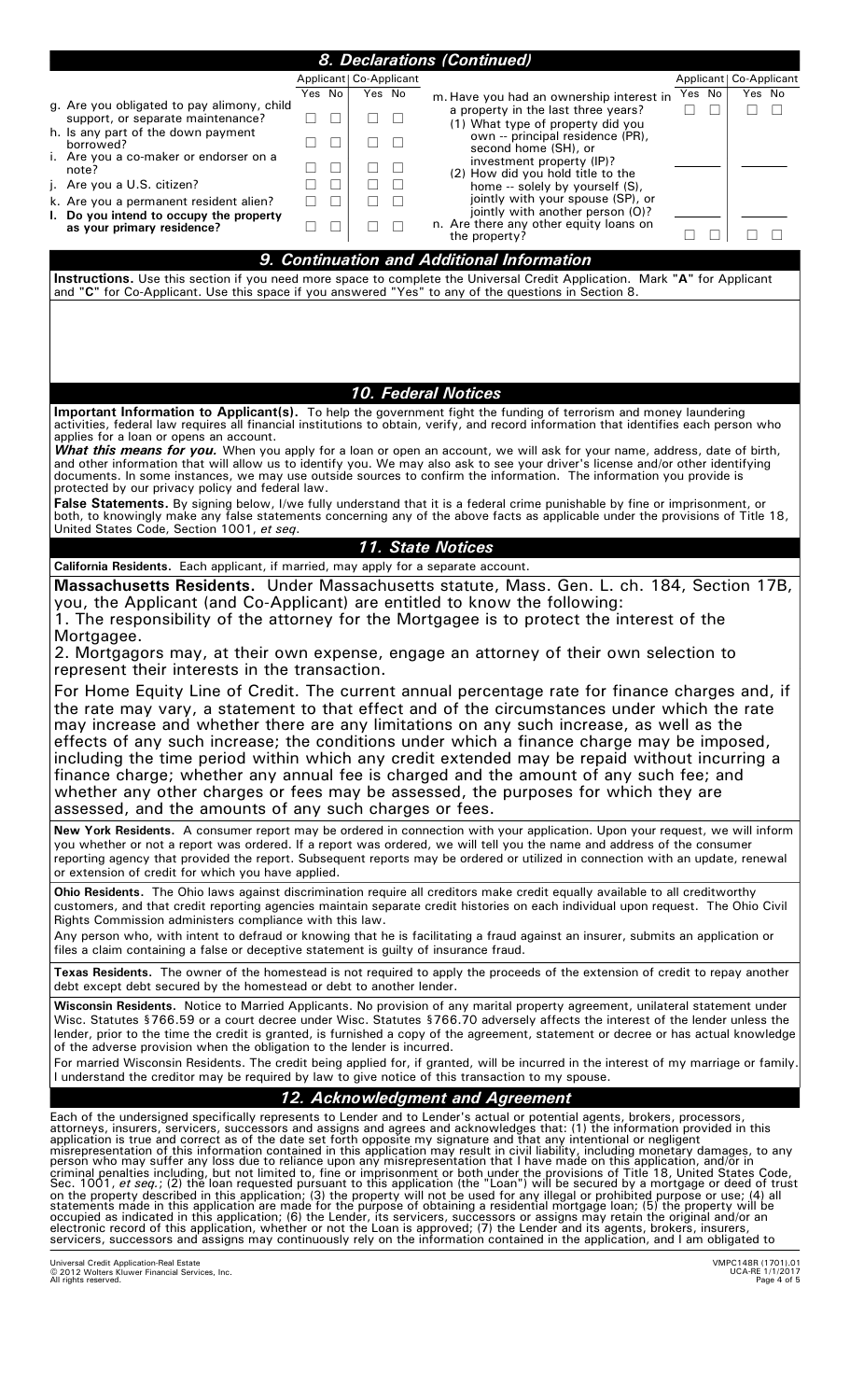## 8. Declarations (Continued)

| | Applicant Yes | Applicant No | Co-Applicant Yes | Co-Applicant No |
|---|---|---|---|---|
| g. Are you obligated to pay alimony, child support, or separate maintenance? | ☐ | ☐ | ☐ | ☐ |
| h. Is any part of the down payment borrowed? | ☐ | ☐ | ☐ | ☐ |
| i. Are you a co-maker or endorser on a note? | ☐ | ☐ | ☐ | ☐ |
| j. Are you a U.S. citizen? | ☐ | ☐ | ☐ | ☐ |
| k. Are you a permanent resident alien? | ☐ | ☐ | ☐ | ☐ |
| l. Do you intend to occupy the property as your primary residence? | ☐ | ☐ | ☐ | ☐ |

| | Applicant Yes | Applicant No | Co-Applicant Yes | Co-Applicant No |
|---|---|---|---|---|
| m. Have you had an ownership interest in a property in the last three years? | ☐ | ☐ | ☐ | ☐ |
| (1) What type of property did you own -- principal residence (PR), second home (SH), or investment property (IP)? | ______ | | ______ | |
| (2) How did you hold title to the home -- solely by yourself (S), jointly with your spouse (SP), or jointly with another person (O)? | ______ | | ______ | |
| n. Are there any other equity loans on the property? | ☐ | ☐ | ☐ | ☐ |

## 9. Continuation and Additional Information

**Instructions.** Use this section if you need more space to complete the Universal Credit Application. Mark "**A**" for Applicant and "**C**" for Co-Applicant. Use this space if you answered "Yes" to any of the questions in Section 8.

## 10. Federal Notices

**Important Information to Applicant(s).** To help the government fight the funding of terrorism and money laundering activities, federal law requires all financial institutions to obtain, verify, and record information that identifies each person who applies for a loan or opens an account.

***What this means for you.*** When you apply for a loan or open an account, we will ask for your name, address, date of birth, and other information that will allow us to identify you. We may also ask to see your driver's license and/or other identifying documents. In some instances, we may use outside sources to confirm the information. The information you provide is protected by our privacy policy and federal law.

**False Statements.** By signing below, I/we fully understand that it is a federal crime punishable by fine or imprisonment, or both, to knowingly make any false statements concerning any of the above facts as applicable under the provisions of Title 18, United States Code, Section 1001, *et seq.*

## 11. State Notices

**California Residents.** Each applicant, if married, may apply for a separate account.

**Massachusetts Residents.** Under Massachusetts statute, Mass. Gen. L. ch. 184, Section 17B, you, the Applicant (and Co-Applicant) are entitled to know the following:

1. The responsibility of the attorney for the Mortgagee is to protect the interest of the Mortgagee.

2. Mortgagors may, at their own expense, engage an attorney of their own selection to represent their interests in the transaction.

For Home Equity Line of Credit. The current annual percentage rate for finance charges and, if the rate may vary, a statement to that effect and of the circumstances under which the rate may increase and whether there are any limitations on any such increase, as well as the effects of any such increase; the conditions under which a finance charge may be imposed, including the time period within which any credit extended may be repaid without incurring a finance charge; whether any annual fee is charged and the amount of any such fee; and whether any other charges or fees may be assessed, the purposes for which they are assessed, and the amounts of any such charges or fees.

**New York Residents.** A consumer report may be ordered in connection with your application. Upon your request, we will inform you whether or not a report was ordered. If a report was ordered, we will tell you the name and address of the consumer reporting agency that provided the report. Subsequent reports may be ordered or utilized in connection with an update, renewal or extension of credit for which you have applied.

**Ohio Residents.** The Ohio laws against discrimination require all creditors make credit equally available to all creditworthy customers, and that credit reporting agencies maintain separate credit histories on each individual upon request. The Ohio Civil Rights Commission administers compliance with this law.

Any person who, with intent to defraud or knowing that he is facilitating a fraud against an insurer, submits an application or files a claim containing a false or deceptive statement is guilty of insurance fraud.

**Texas Residents.** The owner of the homestead is not required to apply the proceeds of the extension of credit to repay another debt except debt secured by the homestead or debt to another lender.

**Wisconsin Residents.** Notice to Married Applicants. No provision of any marital property agreement, unilateral statement under Wisc. Statutes §766.59 or a court decree under Wisc. Statutes §766.70 adversely affects the interest of the lender unless the lender, prior to the time the credit is granted, is furnished a copy of the agreement, statement or decree or has actual knowledge of the adverse provision when the obligation to the lender is incurred.

For married Wisconsin Residents. The credit being applied for, if granted, will be incurred in the interest of my marriage or family. I understand the creditor may be required by law to give notice of this transaction to my spouse.

## 12. Acknowledgment and Agreement

Each of the undersigned specifically represents to Lender and to Lender's actual or potential agents, brokers, processors, attorneys, insurers, servicers, successors and assigns and agrees and acknowledges that: (1) the information provided in this application is true and correct as of the date set forth opposite my signature and that any intentional or negligent misrepresentation of this information contained in this application may result in civil liability, including monetary damages, to any person who may suffer any loss due to reliance upon any misrepresentation that I have made on this application, and/or in criminal penalties including, but not limited to, fine or imprisonment or both under the provisions of Title 18, United States Code, Sec. 1001, *et seq.*; (2) the loan requested pursuant to this application (the "Loan") will be secured by a mortgage or deed of trust on the property described in this application; (3) the property will not be used for any illegal or prohibited purpose or use; (4) all statements made in this application are made for the purpose of obtaining a residential mortgage loan; (5) the property will be occupied as indicated in this application; (6) the Lender, its servicers, successors or assigns may retain the original and/or an electronic record of this application, whether or not the Loan is approved; (7) the Lender and its agents, brokers, insurers, servicers, successors and assigns may continuously rely on the information contained in the application, and I am obligated to

Universal Credit Application-Real Estate
© 2012 Wolters Kluwer Financial Services, Inc.
All rights reserved.

VMPC148R (1701).01
UCA-RE 1/1/2017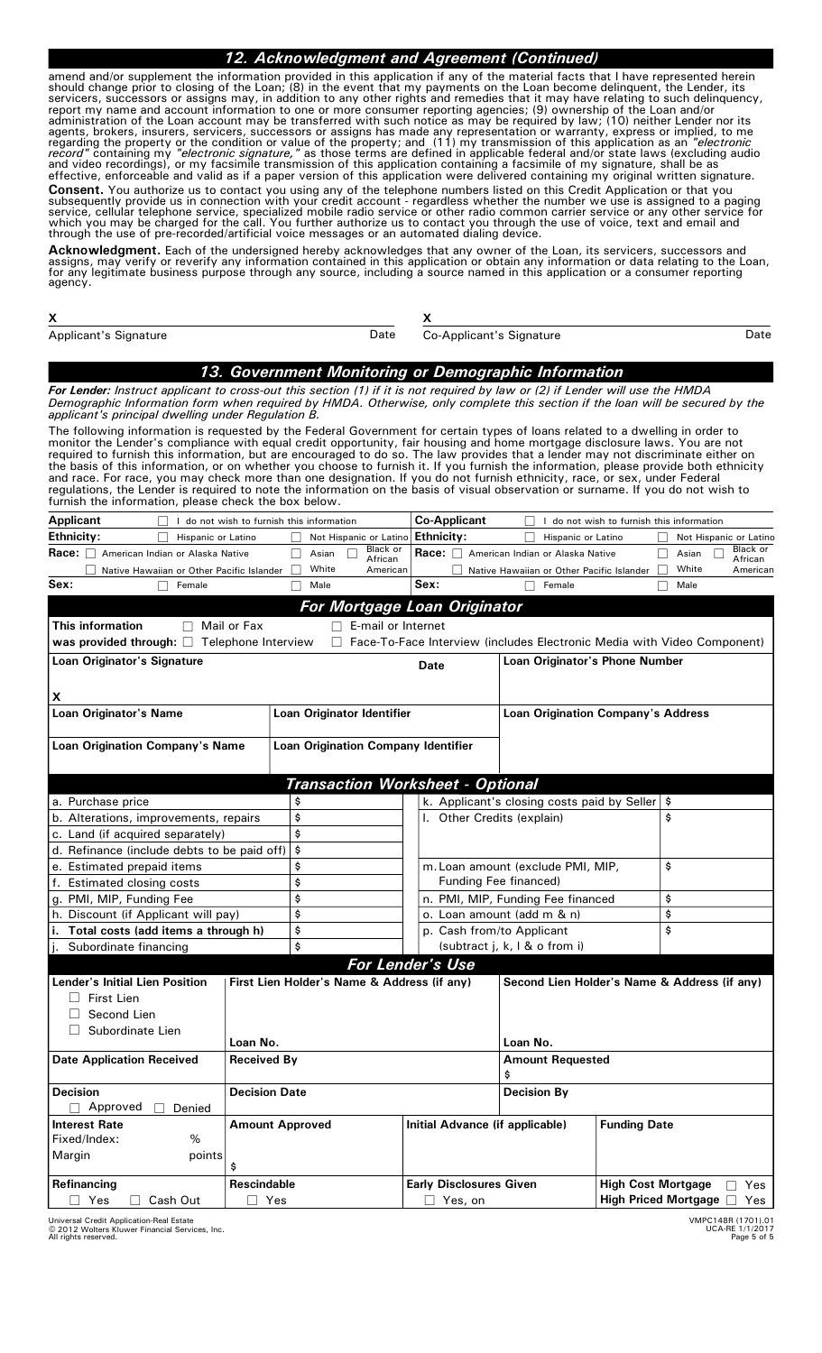## 12. Acknowledgment and Agreement (Continued)

amend and/or supplement the information provided in this application if any of the material facts that I have represented herein should change prior to closing of the Loan; (8) in the event that my payments on the Loan become delinquent, the Lender, its servicers, successors or assigns may, in addition to any other rights and remedies that it may have relating to such delinquency, report my name and account information to one or more consumer reporting agencies; (9) ownership of the Loan and/or administration of the Loan account may be transferred with such notice as may be required by law; (10) neither Lender nor its agents, brokers, insurers, servicers, successors or assigns has made any representation or warranty, express or implied, to me regarding the property or the condition or value of the property; and (11) my transmission of this application as an *"electronic record"* containing my *"electronic signature,"* as those terms are defined in applicable federal and/or state laws (excluding audio and video recordings), or my facsimile transmission of this application containing a facsimile of my signature, shall be as effective, enforceable and valid as if a paper version of this application were delivered containing my original written signature.

**Consent.** You authorize us to contact you using any of the telephone numbers listed on this Credit Application or that you subsequently provide us in connection with your credit account - regardless whether the number we use is assigned to a paging service, cellular telephone service, specialized mobile radio service or other radio common carrier service or any other service for which you may be charged for the call. You further authorize us to contact you through the use of voice, text and email and through the use of pre-recorded/artificial voice messages or an automated dialing device.

**Acknowledgment.** Each of the undersigned hereby acknowledges that any owner of the Loan, its servicers, successors and assigns, may verify or reverify any information contained in this application or obtain any information or data relating to the Loan, for any legitimate business purpose through any source, including a source named in this application or a consumer reporting agency.

**X** ______________________________ 
Applicant's Signature — Date

**X** ______________________________ 
Co-Applicant's Signature — Date

## 13. Government Monitoring or Demographic Information

***For Lender:** Instruct applicant to cross-out this section (1) if it is not required by law or (2) if Lender will use the HMDA Demographic Information form when required by HMDA. Otherwise, only complete this section if the loan will be secured by the applicant's principal dwelling under Regulation B.*

The following information is requested by the Federal Government for certain types of loans related to a dwelling in order to monitor the Lender's compliance with equal credit opportunity, fair housing and home mortgage disclosure laws. You are not required to furnish this information, but are encouraged to do so. The law provides that a lender may not discriminate either on the basis of this information, or on whether you choose to furnish it. If you furnish the information, please provide both ethnicity and race. For race, you may check more than one designation. If you do not furnish ethnicity, race, or sex, under Federal regulations, the Lender is required to note the information on the basis of visual observation or surname. If you do not wish to furnish the information, please check the box below.

| | |
|---|---|
| **Applicant** ☐ I do not wish to furnish this information | **Co-Applicant** ☐ I do not wish to furnish this information |
| **Ethnicity:** ☐ Hispanic or Latino ☐ Not Hispanic or Latino | **Ethnicity:** ☐ Hispanic or Latino ☐ Not Hispanic or Latino |
| **Race:** ☐ American Indian or Alaska Native ☐ Asian ☐ Black or African American ☐ Native Hawaiian or Other Pacific Islander ☐ White | **Race:** ☐ American Indian or Alaska Native ☐ Asian ☐ Black or African American ☐ Native Hawaiian or Other Pacific Islander ☐ White |
| **Sex:** ☐ Female ☐ Male | **Sex:** ☐ Female ☐ Male |

### For Mortgage Loan Originator

**This information was provided through:** ☐ Mail or Fax ☐ E-mail or Internet ☐ Telephone Interview ☐ Face-To-Face Interview (includes Electronic Media with Video Component)

| | | | |
|---|---|---|---|
| **Loan Originator's Signature**<br>X | | **Date** | **Loan Originator's Phone Number** |
| **Loan Originator's Name** | **Loan Originator Identifier** | | **Loan Origination Company's Address** |
| **Loan Origination Company's Name** | **Loan Origination Company Identifier** | | |

### Transaction Worksheet - Optional

| | | | |
|---|---|---|---|
| a. Purchase price | $ | k. Applicant's closing costs paid by Seller | $ |
| b. Alterations, improvements, repairs | $ | l. Other Credits (explain) | $ |
| c. Land (if acquired separately) | $ | | |
| d. Refinance (include debts to be paid off) | $ | | |
| e. Estimated prepaid items | $ | m. Loan amount (exclude PMI, MIP, Funding Fee financed) | $ |
| f. Estimated closing costs | $ | | |
| g. PMI, MIP, Funding Fee | $ | n. PMI, MIP, Funding Fee financed | $ |
| h. Discount (if Applicant will pay) | $ | o. Loan amount (add m & n) | $ |
| **i. Total costs (add items a through h)** | $ | p. Cash from/to Applicant (subtract j, k, l & o from i) | $ |
| j. Subordinate financing | $ | | |

### For Lender's Use

| | | | |
|---|---|---|---|
| **Lender's Initial Lien Position**<br>☐ First Lien<br>☐ Second Lien<br>☐ Subordinate Lien | **First Lien Holder's Name & Address (if any)**<br><br>Loan No. | | **Second Lien Holder's Name & Address (if any)**<br><br>Loan No. |
| **Date Application Received** | **Received By** | | **Amount Requested**<br>$ |
| **Decision**<br>☐ Approved ☐ Denied | **Decision Date** | | **Decision By** |
| **Interest Rate**<br>Fixed/Index: %<br>Margin points | **Amount Approved**<br>$ | **Initial Advance (if applicable)** | **Funding Date** |
| **Refinancing**<br>☐ Yes ☐ Cash Out | **Rescindable**<br>☐ Yes | **Early Disclosures Given**<br>☐ Yes, on | **High Cost Mortgage** ☐ Yes<br>**High Priced Mortgage** ☐ Yes |

Universal Credit Application-Real Estate
© 2012 Wolters Kluwer Financial Services, Inc.
All rights reserved.

VMPC148R (1701).01
UCA-RE 1/1/2017